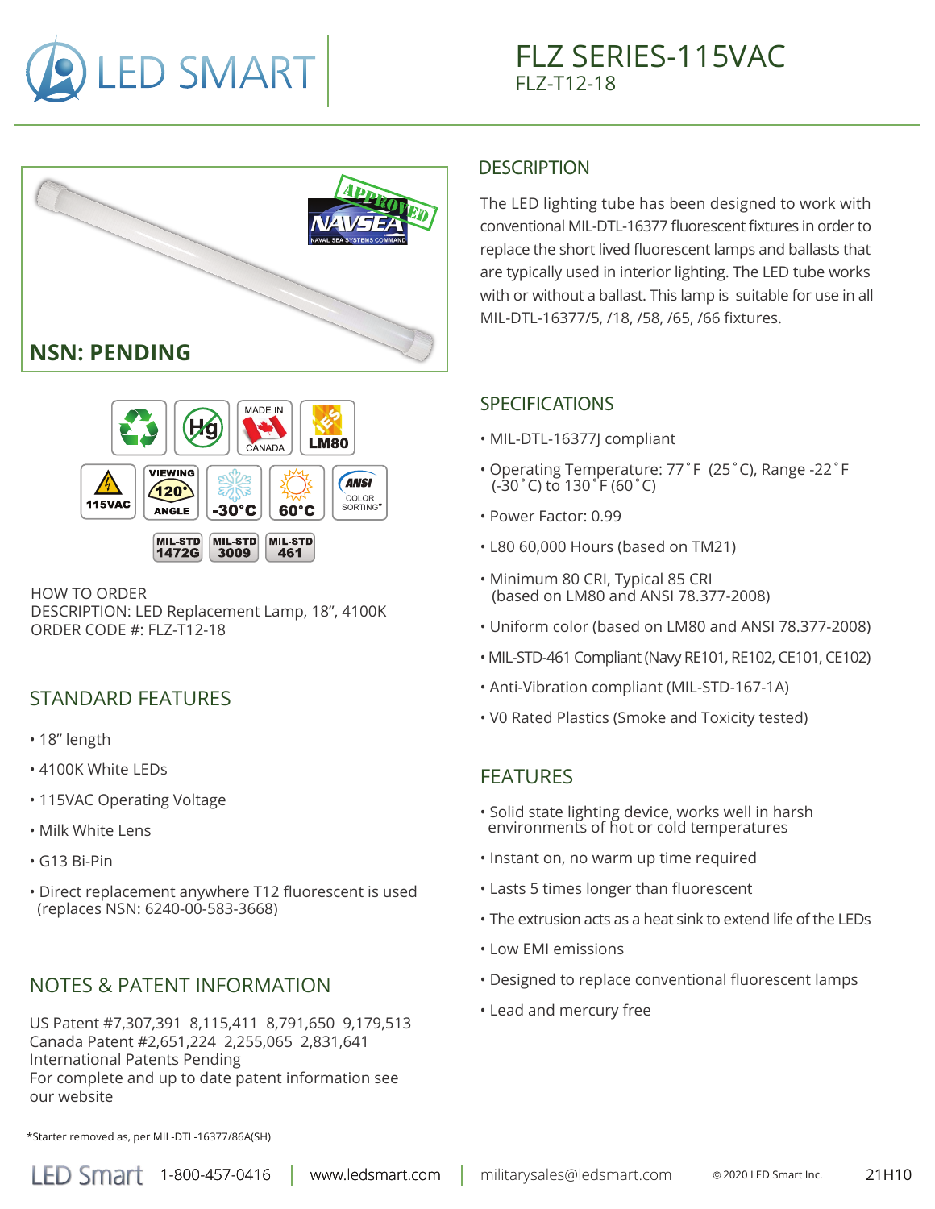# LED SMART

## FLZ SERIES-115VAC

FLZ-T12-18

**NSN: PENDING**

HOW TO ORDER
DESCRIPTION: LED Replacement Lamp, 18", 4100K
ORDER CODE #: FLZ-T12-18

## STANDARD FEATURES

- 18" length
- 4100K White LEDs
- 115VAC Operating Voltage
- Milk White Lens
- G13 Bi-Pin
- Direct replacement anywhere T12 fluorescent is used (replaces NSN: 6240-00-583-3668)

## NOTES & PATENT INFORMATION

US Patent #7,307,391 8,115,411 8,791,650 9,179,513
Canada Patent #2,651,224 2,255,065 2,831,641
International Patents Pending
For complete and up to date patent information see our website

## DESCRIPTION

The LED lighting tube has been designed to work with conventional MIL-DTL-16377 fluorescent fixtures in order to replace the short lived fluorescent lamps and ballasts that are typically used in interior lighting. The LED tube works with or without a ballast. This lamp is suitable for use in all MIL-DTL-16377/5, /18, /58, /65, /66 fixtures.

## SPECIFICATIONS

- MIL-DTL-16377J compliant
- Operating Temperature: 77˚F (25˚C), Range -22˚F (-30˚C) to 130˚F (60˚C)
- Power Factor: 0.99
- L80 60,000 Hours (based on TM21)
- Minimum 80 CRI, Typical 85 CRI (based on LM80 and ANSI 78.377-2008)
- Uniform color (based on LM80 and ANSI 78.377-2008)
- MIL-STD-461 Compliant (Navy RE101, RE102, CE101, CE102)
- Anti-Vibration compliant (MIL-STD-167-1A)
- V0 Rated Plastics (Smoke and Toxicity tested)

## FEATURES

- Solid state lighting device, works well in harsh environments of hot or cold temperatures
- Instant on, no warm up time required
- Lasts 5 times longer than fluorescent
- The extrusion acts as a heat sink to extend life of the LEDs
- Low EMI emissions
- Designed to replace conventional fluorescent lamps
- Lead and mercury free

*Starter removed as, per MIL-DTL-16377/86A(SH)

LED Smart 1-800-457-0416 | www.ledsmart.com | militarysales@ledsmart.com © 2020 LED Smart Inc. 21H10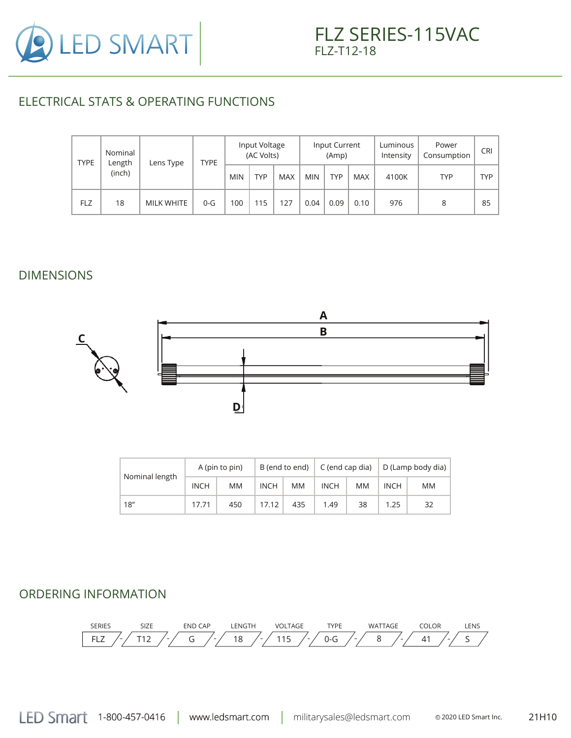# FLZ SERIES-115VAC
FLZ-T12-18

## ELECTRICAL STATS & OPERATING FUNCTIONS

| TYPE | Nominal Length (inch) | Lens Type | TYPE | Input Voltage (AC Volts) | | | Input Current (Amp) | | | Luminous Intensity | Power Consumption | CRI |
|---|---|---|---|---|---|---|---|---|---|---|---|---|
| | | | | MIN | TYP | MAX | MIN | TYP | MAX | 4100K | TYP | TYP |
| FLZ | 18 | MILK WHITE | 0-G | 100 | 115 | 127 | 0.04 | 0.09 | 0.10 | 976 | 8 | 85 |

## DIMENSIONS

A
B
C
D

| Nominal length | A (pin to pin) | | B (end to end) | | C (end cap dia) | | D (Lamp body dia) | |
|---|---|---|---|---|---|---|---|---|
| | INCH | MM | INCH | MM | INCH | MM | INCH | MM |
| 18" | 17.71 | 450 | 17.12 | 435 | 1.49 | 38 | 1.25 | 32 |

## ORDERING INFORMATION

| SERIES | SIZE | END CAP | LENGTH | VOLTAGE | TYPE | WATTAGE | COLOR | LENS |
|---|---|---|---|---|---|---|---|---|
| FLZ | T12 | G | 18 | 115 | 0-G | 8 | 41 | S |

LED Smart 1-800-457-0416 | www.ledsmart.com | militarysales@ledsmart.com © 2020 LED Smart Inc. 21H10